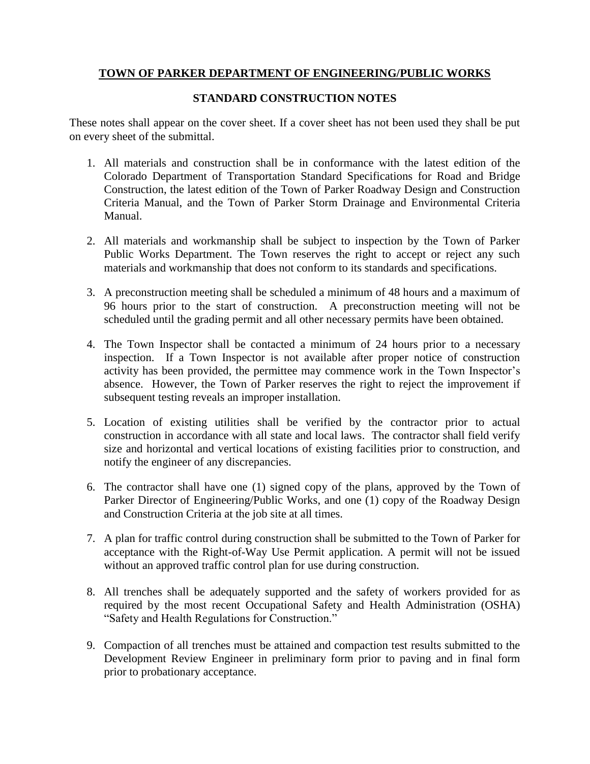# **TOWN OF PARKER DEPARTMENT OF ENGINEERING/PUBLIC WORKS**

## **STANDARD CONSTRUCTION NOTES**

These notes shall appear on the cover sheet. If a cover sheet has not been used they shall be put on every sheet of the submittal.

1. All materials and construction shall be in conformance with the latest edition of the Colorado Department of Transportation Standard Specifications for Road and Bridge Construction, the latest edition of the Town of Parker Roadway Design and Construction Criteria Manual, and the Town of Parker Storm Drainage and Environmental Criteria Manual.

2. All materials and workmanship shall be subject to inspection by the Town of Parker Public Works Department. The Town reserves the right to accept or reject any such materials and workmanship that does not conform to its standards and specifications.

3. A preconstruction meeting shall be scheduled a minimum of 48 hours and a maximum of 96 hours prior to the start of construction. A preconstruction meeting will not be scheduled until the grading permit and all other necessary permits have been obtained.

4. The Town Inspector shall be contacted a minimum of 24 hours prior to a necessary inspection. If a Town Inspector is not available after proper notice of construction activity has been provided, the permittee may commence work in the Town Inspector's absence. However, the Town of Parker reserves the right to reject the improvement if subsequent testing reveals an improper installation.

5. Location of existing utilities shall be verified by the contractor prior to actual construction in accordance with all state and local laws. The contractor shall field verify size and horizontal and vertical locations of existing facilities prior to construction, and notify the engineer of any discrepancies.

6. The contractor shall have one (1) signed copy of the plans, approved by the Town of Parker Director of Engineering/Public Works, and one (1) copy of the Roadway Design and Construction Criteria at the job site at all times.

7. A plan for traffic control during construction shall be submitted to the Town of Parker for acceptance with the Right-of-Way Use Permit application. A permit will not be issued without an approved traffic control plan for use during construction.

8. All trenches shall be adequately supported and the safety of workers provided for as required by the most recent Occupational Safety and Health Administration (OSHA) "Safety and Health Regulations for Construction."

9. Compaction of all trenches must be attained and compaction test results submitted to the Development Review Engineer in preliminary form prior to paving and in final form prior to probationary acceptance.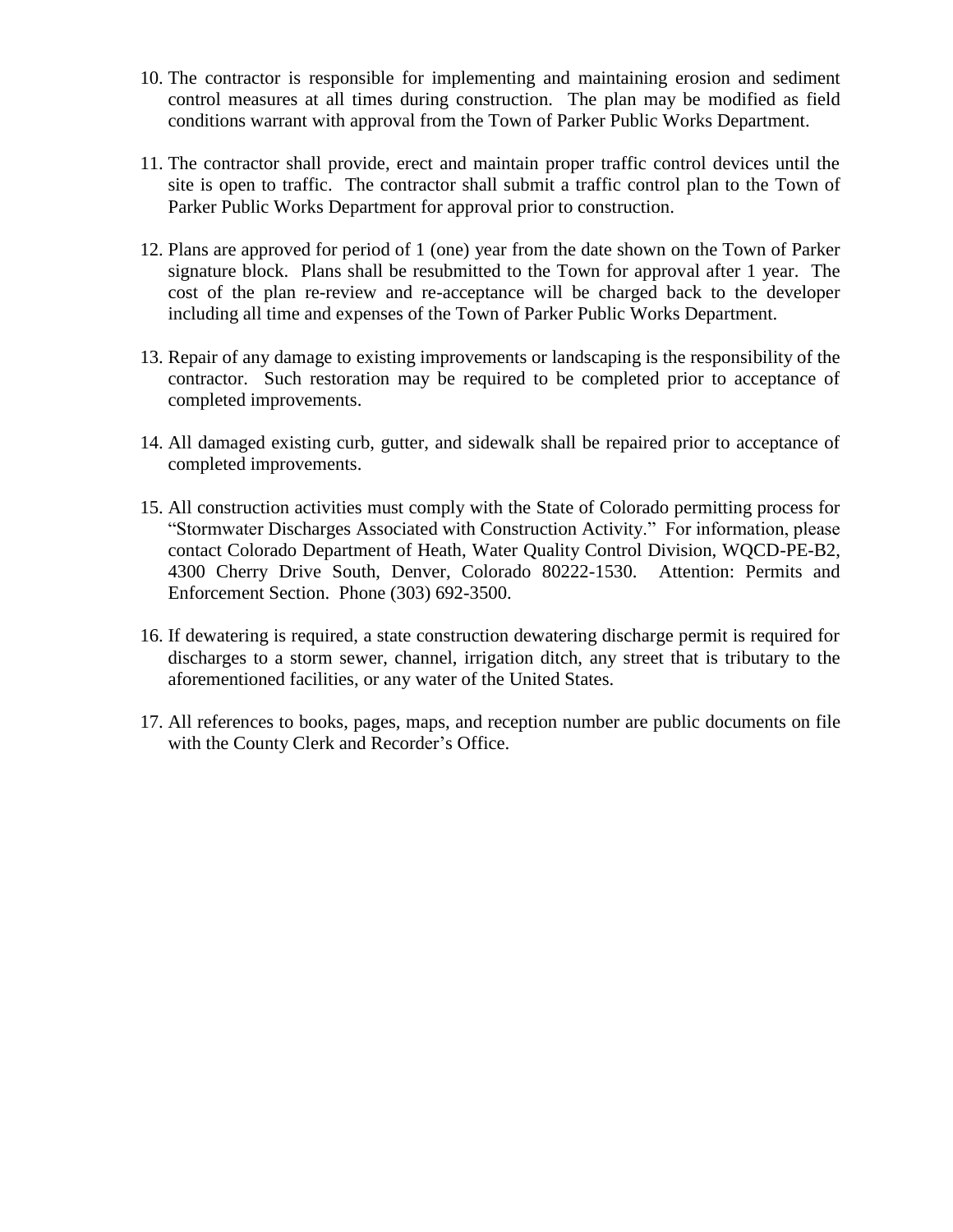10. The contractor is responsible for implementing and maintaining erosion and sediment control measures at all times during construction. The plan may be modified as field conditions warrant with approval from the Town of Parker Public Works Department.

11. The contractor shall provide, erect and maintain proper traffic control devices until the site is open to traffic. The contractor shall submit a traffic control plan to the Town of Parker Public Works Department for approval prior to construction.

12. Plans are approved for period of 1 (one) year from the date shown on the Town of Parker signature block. Plans shall be resubmitted to the Town for approval after 1 year. The cost of the plan re-review and re-acceptance will be charged back to the developer including all time and expenses of the Town of Parker Public Works Department.

13. Repair of any damage to existing improvements or landscaping is the responsibility of the contractor. Such restoration may be required to be completed prior to acceptance of completed improvements.

14. All damaged existing curb, gutter, and sidewalk shall be repaired prior to acceptance of completed improvements.

15. All construction activities must comply with the State of Colorado permitting process for "Stormwater Discharges Associated with Construction Activity." For information, please contact Colorado Department of Heath, Water Quality Control Division, WQCD-PE-B2, 4300 Cherry Drive South, Denver, Colorado 80222-1530. Attention: Permits and Enforcement Section. Phone (303) 692-3500.

16. If dewatering is required, a state construction dewatering discharge permit is required for discharges to a storm sewer, channel, irrigation ditch, any street that is tributary to the aforementioned facilities, or any water of the United States.

17. All references to books, pages, maps, and reception number are public documents on file with the County Clerk and Recorder's Office.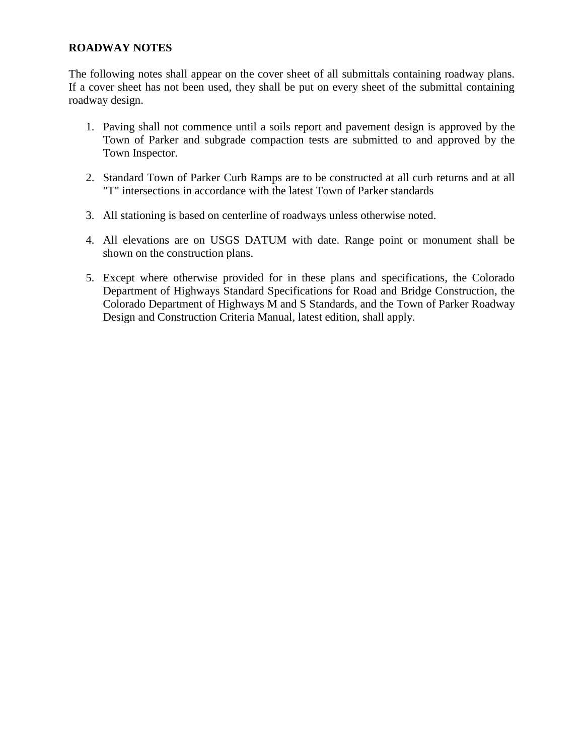**ROADWAY NOTES**

The following notes shall appear on the cover sheet of all submittals containing roadway plans. If a cover sheet has not been used, they shall be put on every sheet of the submittal containing roadway design.

1. Paving shall not commence until a soils report and pavement design is approved by the Town of Parker and subgrade compaction tests are submitted to and approved by the Town Inspector.

2. Standard Town of Parker Curb Ramps are to be constructed at all curb returns and at all "T" intersections in accordance with the latest Town of Parker standards

3. All stationing is based on centerline of roadways unless otherwise noted.

4. All elevations are on USGS DATUM with date. Range point or monument shall be shown on the construction plans.

5. Except where otherwise provided for in these plans and specifications, the Colorado Department of Highways Standard Specifications for Road and Bridge Construction, the Colorado Department of Highways M and S Standards, and the Town of Parker Roadway Design and Construction Criteria Manual, latest edition, shall apply.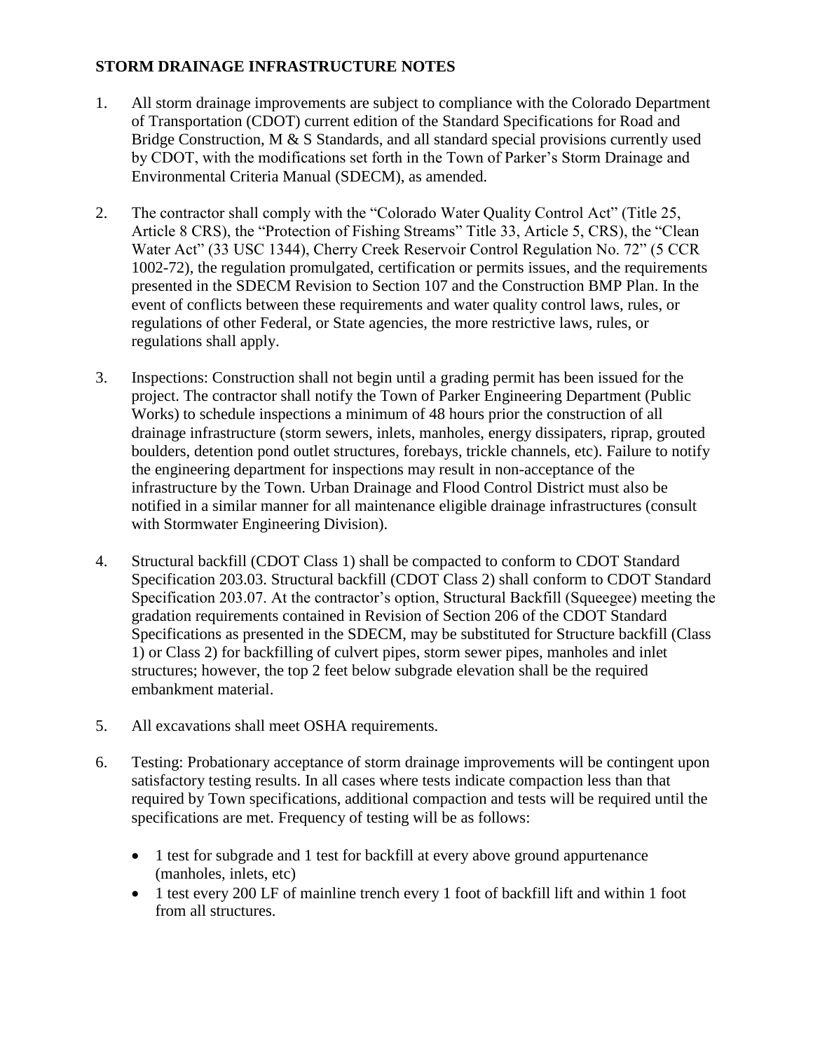## STORM DRAINAGE INFRASTRUCTURE NOTES

1. All storm drainage improvements are subject to compliance with the Colorado Department of Transportation (CDOT) current edition of the Standard Specifications for Road and Bridge Construction, M & S Standards, and all standard special provisions currently used by CDOT, with the modifications set forth in the Town of Parker's Storm Drainage and Environmental Criteria Manual (SDECM), as amended.

2. The contractor shall comply with the "Colorado Water Quality Control Act" (Title 25, Article 8 CRS), the "Protection of Fishing Streams" Title 33, Article 5, CRS), the "Clean Water Act" (33 USC 1344), Cherry Creek Reservoir Control Regulation No. 72" (5 CCR 1002-72), the regulation promulgated, certification or permits issues, and the requirements presented in the SDECM Revision to Section 107 and the Construction BMP Plan. In the event of conflicts between these requirements and water quality control laws, rules, or regulations of other Federal, or State agencies, the more restrictive laws, rules, or regulations shall apply.

3. Inspections: Construction shall not begin until a grading permit has been issued for the project. The contractor shall notify the Town of Parker Engineering Department (Public Works) to schedule inspections a minimum of 48 hours prior the construction of all drainage infrastructure (storm sewers, inlets, manholes, energy dissipaters, riprap, grouted boulders, detention pond outlet structures, forebays, trickle channels, etc). Failure to notify the engineering department for inspections may result in non-acceptance of the infrastructure by the Town. Urban Drainage and Flood Control District must also be notified in a similar manner for all maintenance eligible drainage infrastructures (consult with Stormwater Engineering Division).

4. Structural backfill (CDOT Class 1) shall be compacted to conform to CDOT Standard Specification 203.03. Structural backfill (CDOT Class 2) shall conform to CDOT Standard Specification 203.07. At the contractor's option, Structural Backfill (Squeegee) meeting the gradation requirements contained in Revision of Section 206 of the CDOT Standard Specifications as presented in the SDECM, may be substituted for Structure backfill (Class 1) or Class 2) for backfilling of culvert pipes, storm sewer pipes, manholes and inlet structures; however, the top 2 feet below subgrade elevation shall be the required embankment material.

5. All excavations shall meet OSHA requirements.

6. Testing: Probationary acceptance of storm drainage improvements will be contingent upon satisfactory testing results. In all cases where tests indicate compaction less than that required by Town specifications, additional compaction and tests will be required until the specifications are met. Frequency of testing will be as follows:

   - 1 test for subgrade and 1 test for backfill at every above ground appurtenance (manholes, inlets, etc)
   - 1 test every 200 LF of mainline trench every 1 foot of backfill lift and within 1 foot from all structures.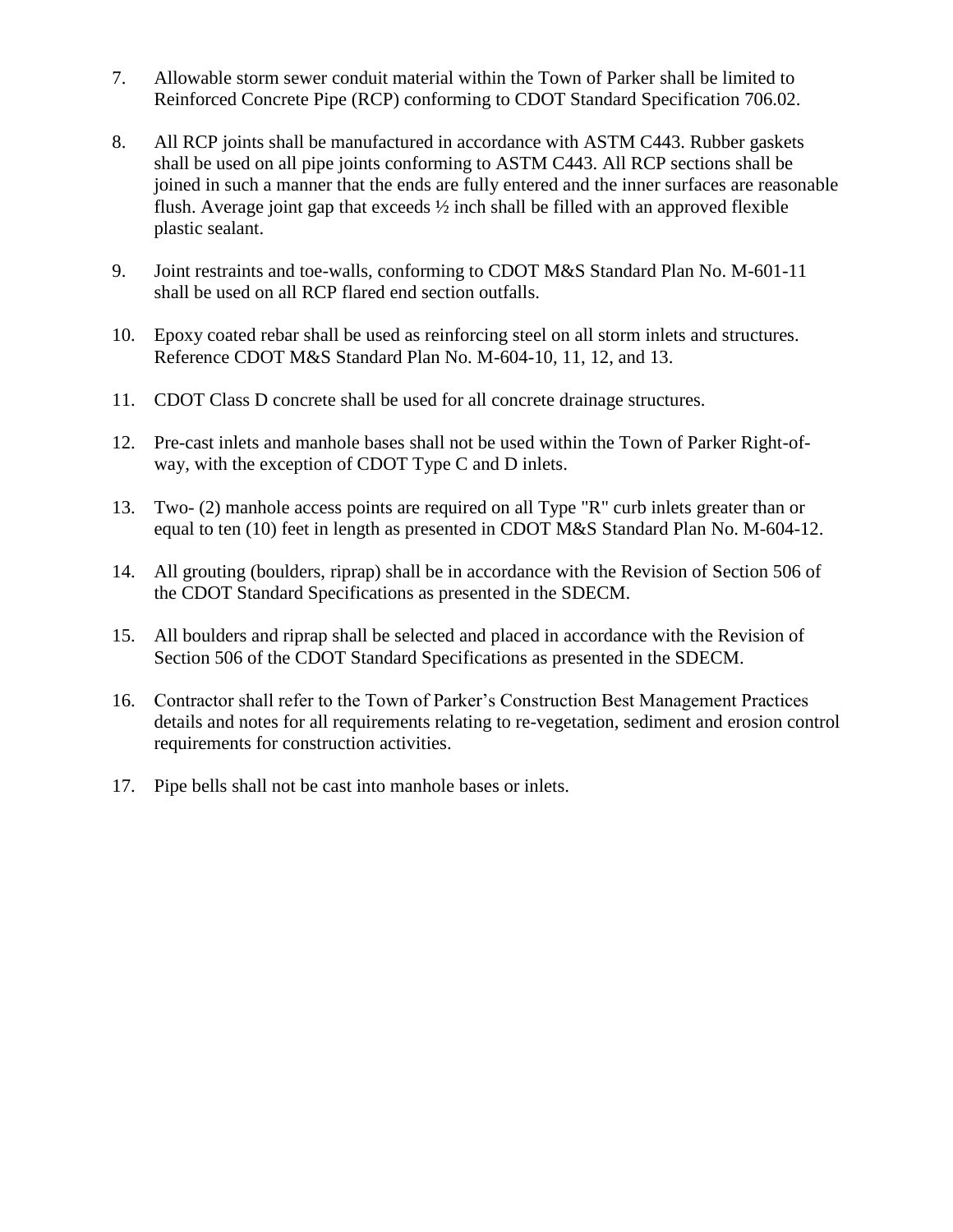7. Allowable storm sewer conduit material within the Town of Parker shall be limited to Reinforced Concrete Pipe (RCP) conforming to CDOT Standard Specification 706.02.

8. All RCP joints shall be manufactured in accordance with ASTM C443. Rubber gaskets shall be used on all pipe joints conforming to ASTM C443. All RCP sections shall be joined in such a manner that the ends are fully entered and the inner surfaces are reasonable flush. Average joint gap that exceeds ½ inch shall be filled with an approved flexible plastic sealant.

9. Joint restraints and toe-walls, conforming to CDOT M&S Standard Plan No. M-601-11 shall be used on all RCP flared end section outfalls.

10. Epoxy coated rebar shall be used as reinforcing steel on all storm inlets and structures. Reference CDOT M&S Standard Plan No. M-604-10, 11, 12, and 13.

11. CDOT Class D concrete shall be used for all concrete drainage structures.

12. Pre-cast inlets and manhole bases shall not be used within the Town of Parker Right-of-way, with the exception of CDOT Type C and D inlets.

13. Two- (2) manhole access points are required on all Type "R" curb inlets greater than or equal to ten (10) feet in length as presented in CDOT M&S Standard Plan No. M-604-12.

14. All grouting (boulders, riprap) shall be in accordance with the Revision of Section 506 of the CDOT Standard Specifications as presented in the SDECM.

15. All boulders and riprap shall be selected and placed in accordance with the Revision of Section 506 of the CDOT Standard Specifications as presented in the SDECM.

16. Contractor shall refer to the Town of Parker's Construction Best Management Practices details and notes for all requirements relating to re-vegetation, sediment and erosion control requirements for construction activities.

17. Pipe bells shall not be cast into manhole bases or inlets.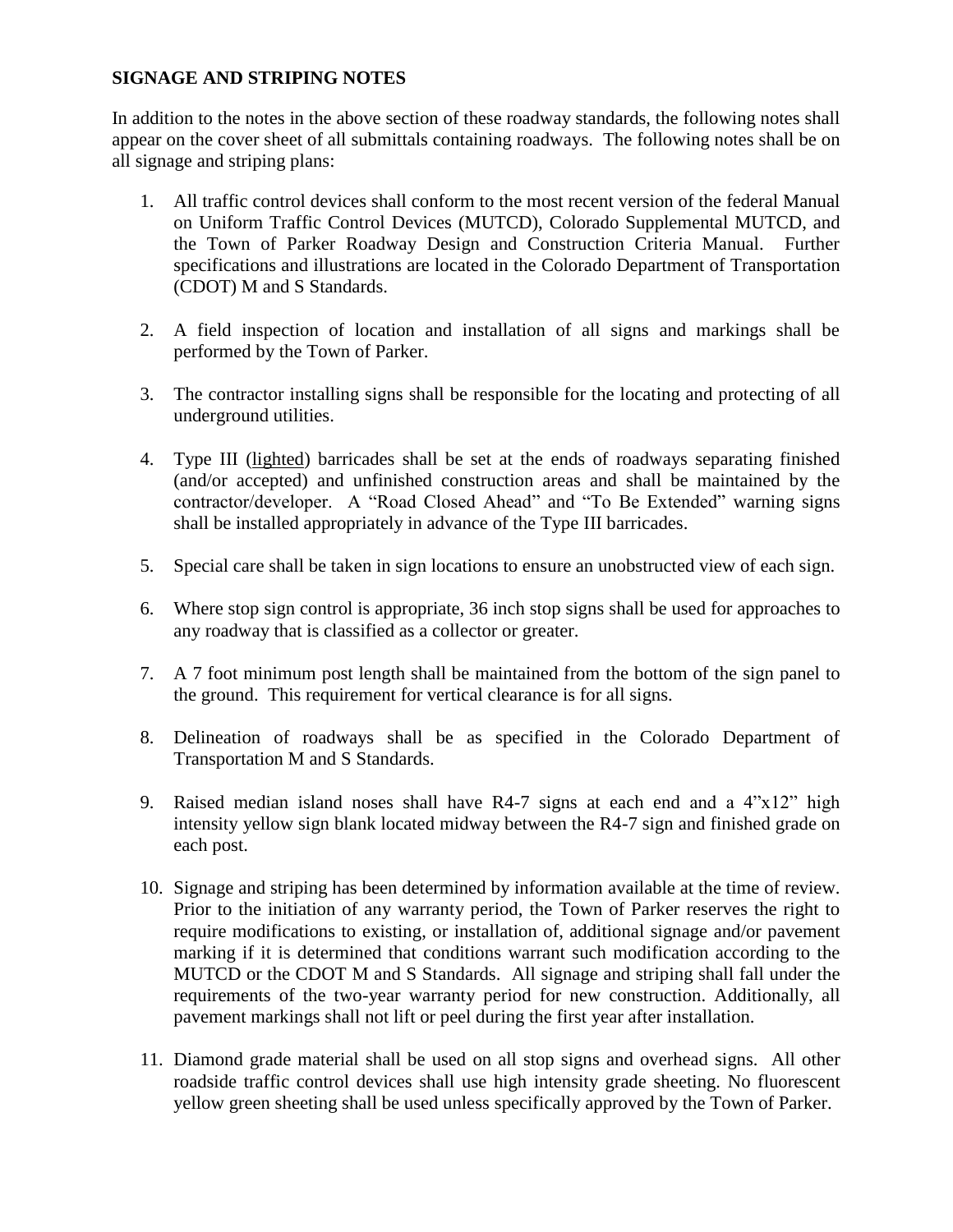**SIGNAGE AND STRIPING NOTES**

In addition to the notes in the above section of these roadway standards, the following notes shall appear on the cover sheet of all submittals containing roadways. The following notes shall be on all signage and striping plans:

1. All traffic control devices shall conform to the most recent version of the federal Manual on Uniform Traffic Control Devices (MUTCD), Colorado Supplemental MUTCD, and the Town of Parker Roadway Design and Construction Criteria Manual. Further specifications and illustrations are located in the Colorado Department of Transportation (CDOT) M and S Standards.

2. A field inspection of location and installation of all signs and markings shall be performed by the Town of Parker.

3. The contractor installing signs shall be responsible for the locating and protecting of all underground utilities.

4. Type III (lighted) barricades shall be set at the ends of roadways separating finished (and/or accepted) and unfinished construction areas and shall be maintained by the contractor/developer. A "Road Closed Ahead" and "To Be Extended" warning signs shall be installed appropriately in advance of the Type III barricades.

5. Special care shall be taken in sign locations to ensure an unobstructed view of each sign.

6. Where stop sign control is appropriate, 36 inch stop signs shall be used for approaches to any roadway that is classified as a collector or greater.

7. A 7 foot minimum post length shall be maintained from the bottom of the sign panel to the ground. This requirement for vertical clearance is for all signs.

8. Delineation of roadways shall be as specified in the Colorado Department of Transportation M and S Standards.

9. Raised median island noses shall have R4-7 signs at each end and a 4"x12" high intensity yellow sign blank located midway between the R4-7 sign and finished grade on each post.

10. Signage and striping has been determined by information available at the time of review. Prior to the initiation of any warranty period, the Town of Parker reserves the right to require modifications to existing, or installation of, additional signage and/or pavement marking if it is determined that conditions warrant such modification according to the MUTCD or the CDOT M and S Standards. All signage and striping shall fall under the requirements of the two-year warranty period for new construction. Additionally, all pavement markings shall not lift or peel during the first year after installation.

11. Diamond grade material shall be used on all stop signs and overhead signs. All other roadside traffic control devices shall use high intensity grade sheeting. No fluorescent yellow green sheeting shall be used unless specifically approved by the Town of Parker.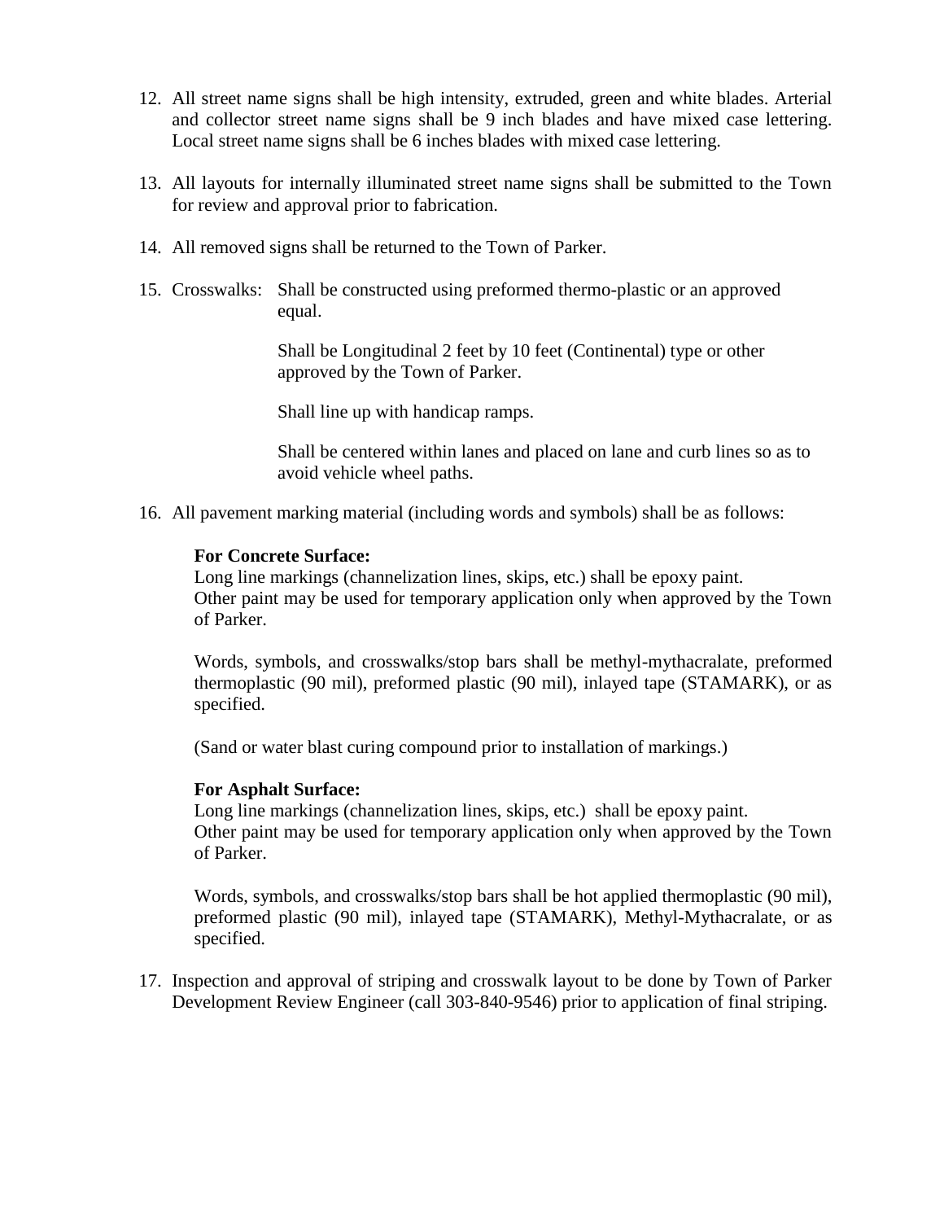12. All street name signs shall be high intensity, extruded, green and white blades. Arterial and collector street name signs shall be 9 inch blades and have mixed case lettering. Local street name signs shall be 6 inches blades with mixed case lettering.

13. All layouts for internally illuminated street name signs shall be submitted to the Town for review and approval prior to fabrication.

14. All removed signs shall be returned to the Town of Parker.

15. Crosswalks: Shall be constructed using preformed thermo-plastic or an approved equal.

    Shall be Longitudinal 2 feet by 10 feet (Continental) type or other approved by the Town of Parker.

    Shall line up with handicap ramps.

    Shall be centered within lanes and placed on lane and curb lines so as to avoid vehicle wheel paths.

16. All pavement marking material (including words and symbols) shall be as follows:

    **For Concrete Surface:**
    Long line markings (channelization lines, skips, etc.) shall be epoxy paint.
    Other paint may be used for temporary application only when approved by the Town of Parker.

    Words, symbols, and crosswalks/stop bars shall be methyl-mythacralate, preformed thermoplastic (90 mil), preformed plastic (90 mil), inlayed tape (STAMARK), or as specified.

    (Sand or water blast curing compound prior to installation of markings.)

    **For Asphalt Surface:**
    Long line markings (channelization lines, skips, etc.) shall be epoxy paint.
    Other paint may be used for temporary application only when approved by the Town of Parker.

    Words, symbols, and crosswalks/stop bars shall be hot applied thermoplastic (90 mil), preformed plastic (90 mil), inlayed tape (STAMARK), Methyl-Mythacralate, or as specified.

17. Inspection and approval of striping and crosswalk layout to be done by Town of Parker Development Review Engineer (call 303-840-9546) prior to application of final striping.